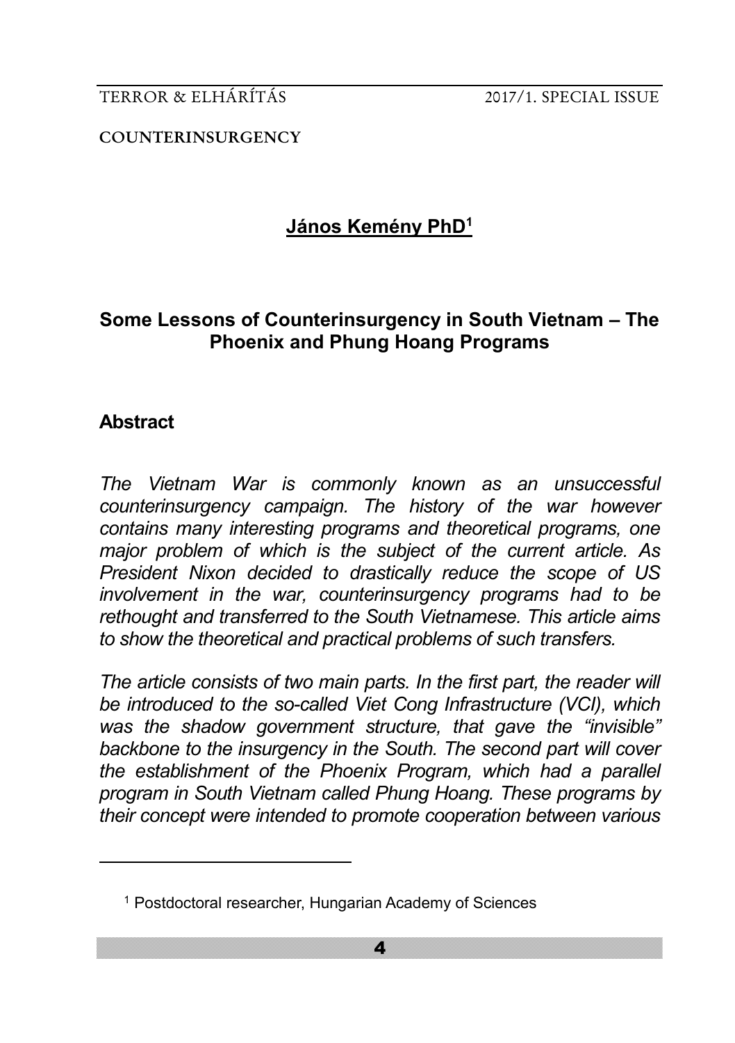COUNTERINSURGENCY

**János Kemény PhD[1]**

# Some Lessons of Counterinsurgency in South Vietnam – The Phoenix and Phung Hoang Programs

## Abstract

*The Vietnam War is commonly known as an unsuccessful counterinsurgency campaign. The history of the war however contains many interesting programs and theoretical programs, one major problem of which is the subject of the current article. As President Nixon decided to drastically reduce the scope of US involvement in the war, counterinsurgency programs had to be rethought and transferred to the South Vietnamese. This article aims to show the theoretical and practical problems of such transfers.*

*The article consists of two main parts. In the first part, the reader will be introduced to the so-called Viet Cong Infrastructure (VCI), which was the shadow government structure, that gave the "invisible" backbone to the insurgency in the South. The second part will cover the establishment of the Phoenix Program, which had a parallel program in South Vietnam called Phung Hoang. These programs by their concept were intended to promote cooperation between various*

[1] Postdoctoral researcher, Hungarian Academy of Sciences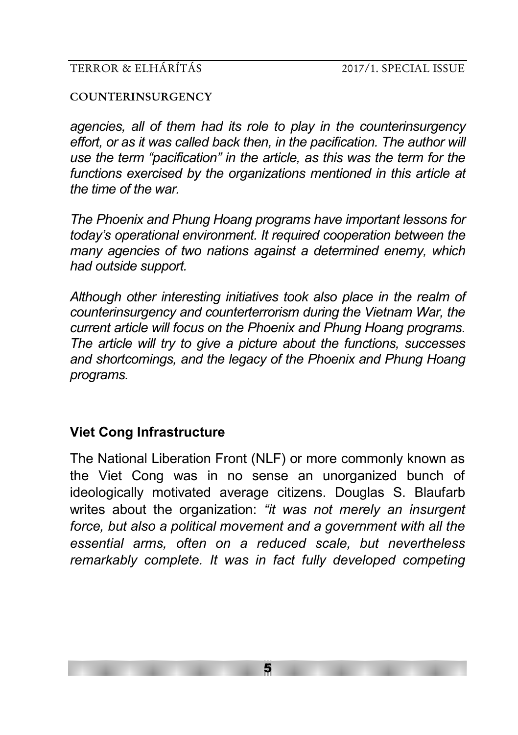*agencies, all of them had its role to play in the counterinsurgency effort, or as it was called back then, in the pacification. The author will use the term "pacification" in the article, as this was the term for the functions exercised by the organizations mentioned in this article at the time of the war.*

*The Phoenix and Phung Hoang programs have important lessons for today's operational environment. It required cooperation between the many agencies of two nations against a determined enemy, which had outside support.*

*Although other interesting initiatives took also place in the realm of counterinsurgency and counterterrorism during the Vietnam War, the current article will focus on the Phoenix and Phung Hoang programs. The article will try to give a picture about the functions, successes and shortcomings, and the legacy of the Phoenix and Phung Hoang programs.*

## Viet Cong Infrastructure

The National Liberation Front (NLF) or more commonly known as the Viet Cong was in no sense an unorganized bunch of ideologically motivated average citizens. Douglas S. Blaufarb writes about the organization: *"it was not merely an insurgent force, but also a political movement and a government with all the essential arms, often on a reduced scale, but nevertheless remarkably complete. It was in fact fully developed competing*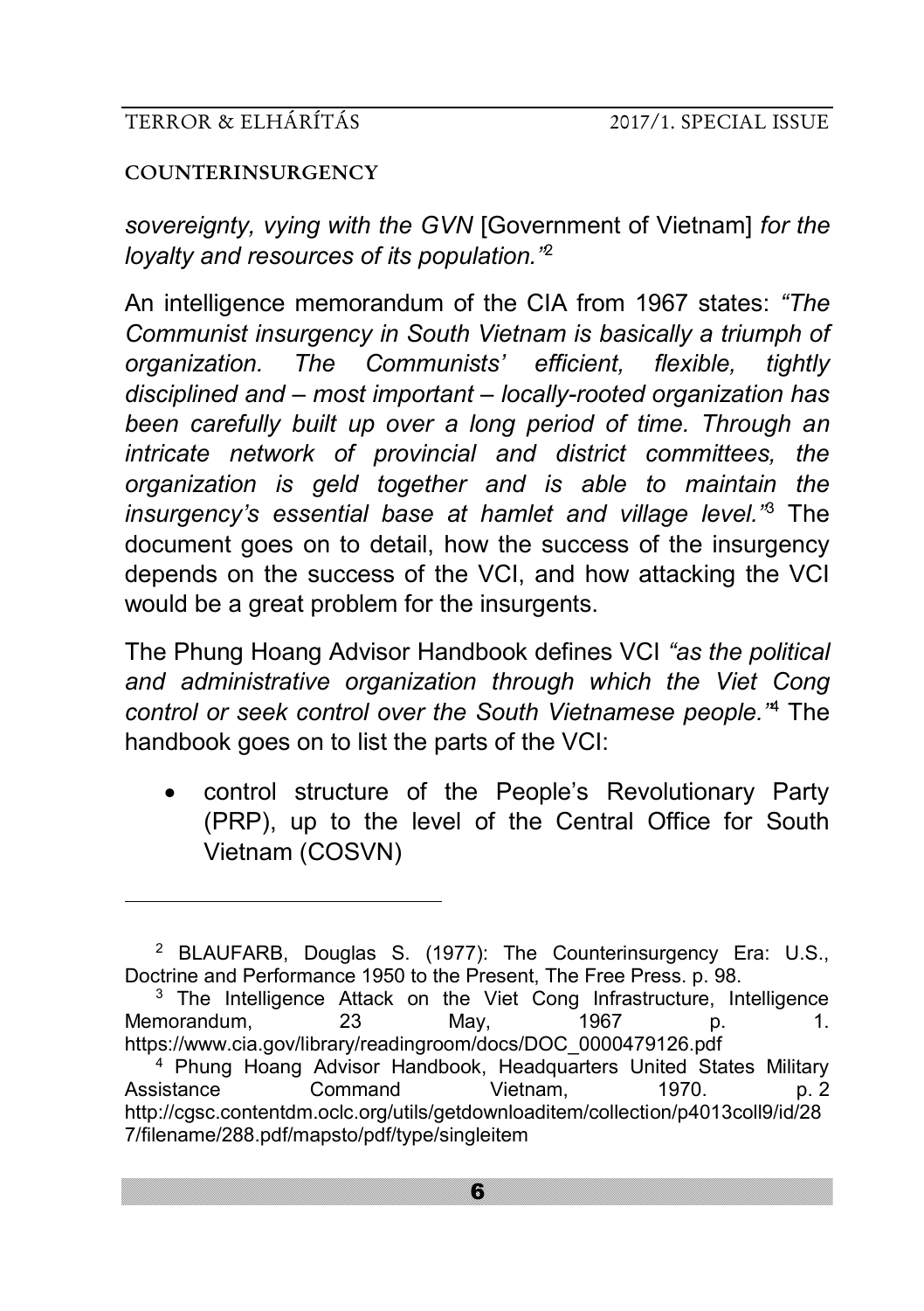## COUNTERINSURGENCY

*sovereignty, vying with the GVN* [Government of Vietnam] *for the loyalty and resources of its population."*[2]

An intelligence memorandum of the CIA from 1967 states: *"The Communist insurgency in South Vietnam is basically a triumph of organization. The Communists' efficient, flexible, tightly disciplined and – most important – locally-rooted organization has been carefully built up over a long period of time. Through an intricate network of provincial and district committees, the organization is geld together and is able to maintain the insurgency's essential base at hamlet and village level."*[3] The document goes on to detail, how the success of the insurgency depends on the success of the VCI, and how attacking the VCI would be a great problem for the insurgents.

The Phung Hoang Advisor Handbook defines VCI *"as the political and administrative organization through which the Viet Cong control or seek control over the South Vietnamese people."*[4] The handbook goes on to list the parts of the VCI:

- control structure of the People's Revolutionary Party (PRP), up to the level of the Central Office for South Vietnam (COSVN)

---

[2] BLAUFARB, Douglas S. (1977): The Counterinsurgency Era: U.S., Doctrine and Performance 1950 to the Present, The Free Press. p. 98.

[3] The Intelligence Attack on the Viet Cong Infrastructure, Intelligence Memorandum, 23 May, 1967 p. 1. https://www.cia.gov/library/readingroom/docs/DOC_0000479126.pdf

[4] Phung Hoang Advisor Handbook, Headquarters United States Military Assistance Command Vietnam, 1970. p. 2 http://cgsc.contentdm.oclc.org/utils/getdownloaditem/collection/p4013coll9/id/287/filename/288.pdf/mapsto/pdf/type/singleitem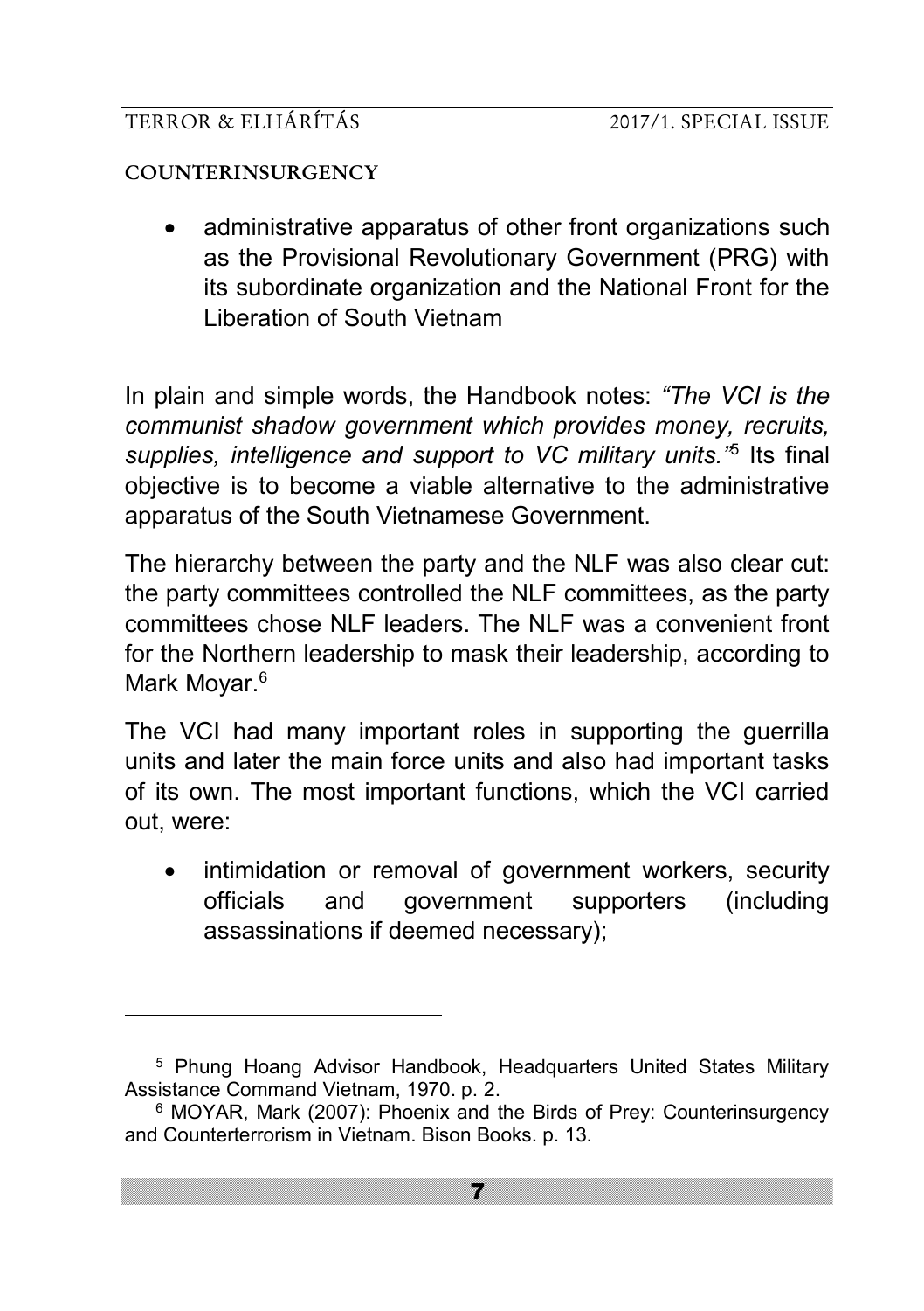- administrative apparatus of other front organizations such as the Provisional Revolutionary Government (PRG) with its subordinate organization and the National Front for the Liberation of South Vietnam

In plain and simple words, the Handbook notes: *"The VCI is the communist shadow government which provides money, recruits, supplies, intelligence and support to VC military units."*[5] Its final objective is to become a viable alternative to the administrative apparatus of the South Vietnamese Government.

The hierarchy between the party and the NLF was also clear cut: the party committees controlled the NLF committees, as the party committees chose NLF leaders. The NLF was a convenient front for the Northern leadership to mask their leadership, according to Mark Moyar.[6]

The VCI had many important roles in supporting the guerrilla units and later the main force units and also had important tasks of its own. The most important functions, which the VCI carried out, were:

- intimidation or removal of government workers, security officials and government supporters (including assassinations if deemed necessary);

---

[5] Phung Hoang Advisor Handbook, Headquarters United States Military Assistance Command Vietnam, 1970. p. 2.

[6] MOYAR, Mark (2007): Phoenix and the Birds of Prey: Counterinsurgency and Counterterrorism in Vietnam. Bison Books. p. 13.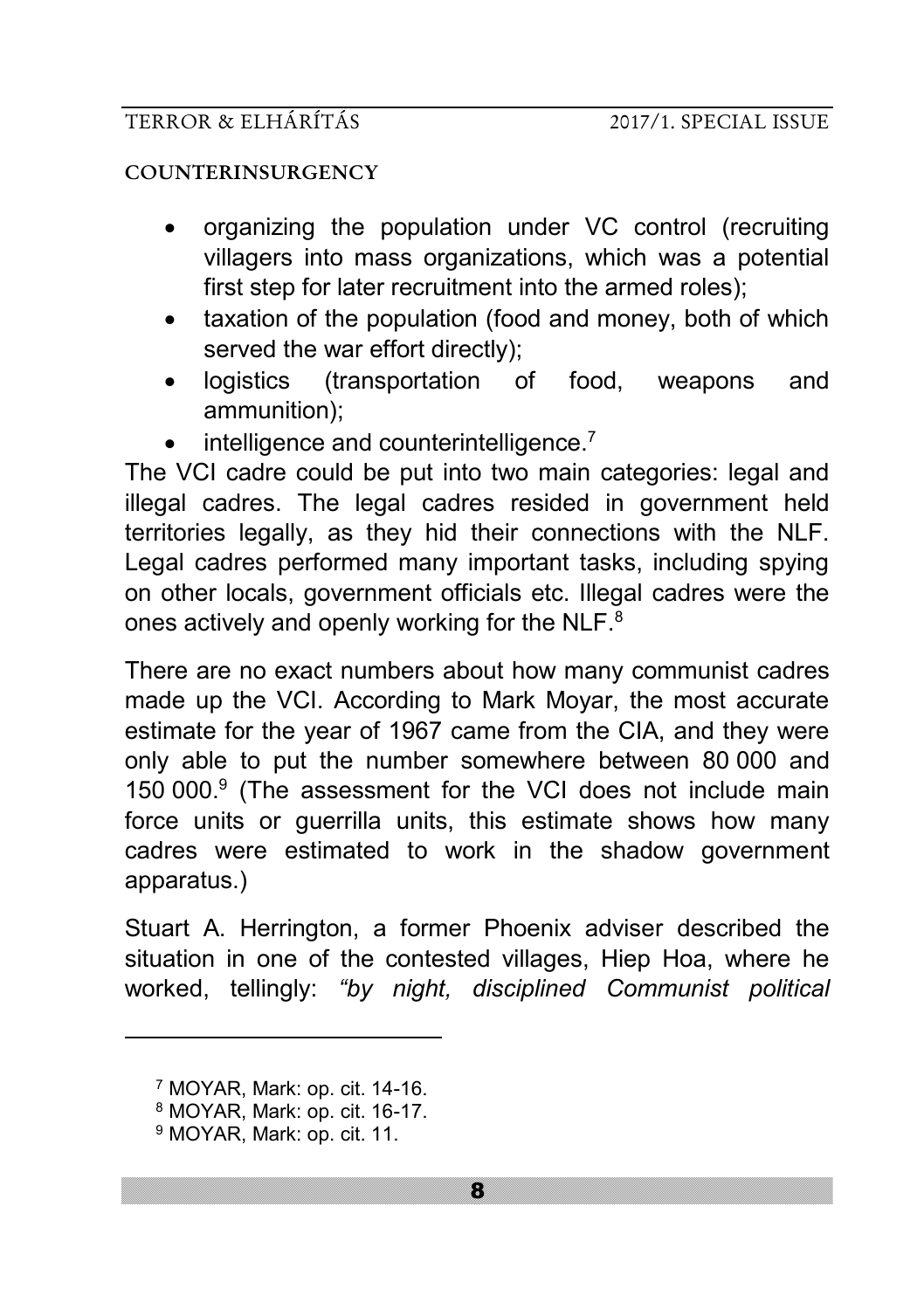- organizing the population under VC control (recruiting villagers into mass organizations, which was a potential first step for later recruitment into the armed roles);
- taxation of the population (food and money, both of which served the war effort directly);
- logistics (transportation of food, weapons and ammunition);
- intelligence and counterintelligence.[7]

The VCI cadre could be put into two main categories: legal and illegal cadres. The legal cadres resided in government held territories legally, as they hid their connections with the NLF. Legal cadres performed many important tasks, including spying on other locals, government officials etc. Illegal cadres were the ones actively and openly working for the NLF.[8]

There are no exact numbers about how many communist cadres made up the VCI. According to Mark Moyar, the most accurate estimate for the year of 1967 came from the CIA, and they were only able to put the number somewhere between 80 000 and 150 000.[9] (The assessment for the VCI does not include main force units or guerrilla units, this estimate shows how many cadres were estimated to work in the shadow government apparatus.)

Stuart A. Herrington, a former Phoenix adviser described the situation in one of the contested villages, Hiep Hoa, where he worked, tellingly: *"by night, disciplined Communist political*

---

[7] MOYAR, Mark: op. cit. 14-16.

[8] MOYAR, Mark: op. cit. 16-17.

[9] MOYAR, Mark: op. cit. 11.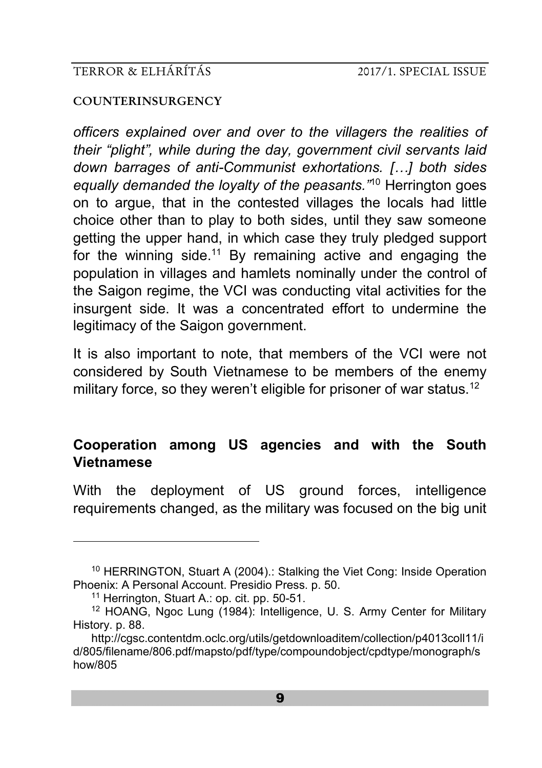*officers explained over and over to the villagers the realities of their "plight", while during the day, government civil servants laid down barrages of anti-Communist exhortations. […] both sides equally demanded the loyalty of the peasants."*[10] Herrington goes on to argue, that in the contested villages the locals had little choice other than to play to both sides, until they saw someone getting the upper hand, in which case they truly pledged support for the winning side.[11] By remaining active and engaging the population in villages and hamlets nominally under the control of the Saigon regime, the VCI was conducting vital activities for the insurgent side. It was a concentrated effort to undermine the legitimacy of the Saigon government.

It is also important to note, that members of the VCI were not considered by South Vietnamese to be members of the enemy military force, so they weren't eligible for prisoner of war status.[12]

## Cooperation among US agencies and with the South Vietnamese

With the deployment of US ground forces, intelligence requirements changed, as the military was focused on the big unit

---

[10] HERRINGTON, Stuart A (2004).: Stalking the Viet Cong: Inside Operation Phoenix: A Personal Account. Presidio Press. p. 50.

[11] Herrington, Stuart A.: op. cit. pp. 50-51.

[12] HOANG, Ngoc Lung (1984): Intelligence, U. S. Army Center for Military History. p. 88.

http://cgsc.contentdm.oclc.org/utils/getdownloaditem/collection/p4013coll11/id/805/filename/806.pdf/mapsto/pdf/type/compoundobject/cpdtype/monograph/show/805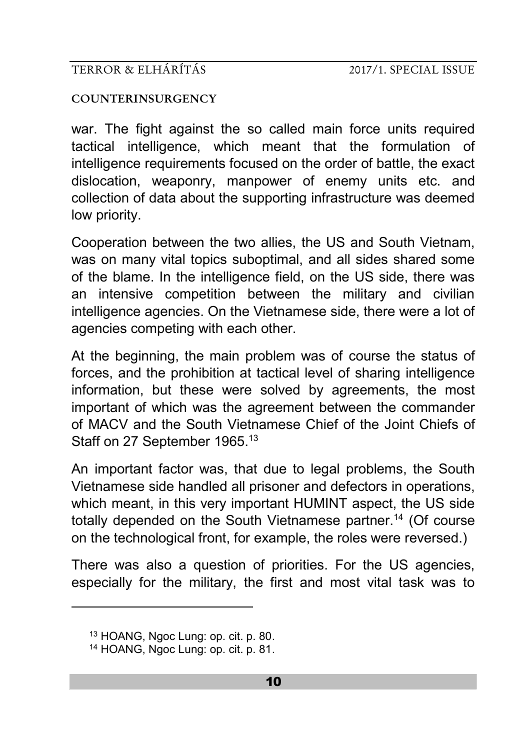war. The fight against the so called main force units required tactical intelligence, which meant that the formulation of intelligence requirements focused on the order of battle, the exact dislocation, weaponry, manpower of enemy units etc. and collection of data about the supporting infrastructure was deemed low priority.

Cooperation between the two allies, the US and South Vietnam, was on many vital topics suboptimal, and all sides shared some of the blame. In the intelligence field, on the US side, there was an intensive competition between the military and civilian intelligence agencies. On the Vietnamese side, there were a lot of agencies competing with each other.

At the beginning, the main problem was of course the status of forces, and the prohibition at tactical level of sharing intelligence information, but these were solved by agreements, the most important of which was the agreement between the commander of MACV and the South Vietnamese Chief of the Joint Chiefs of Staff on 27 September 1965.[13]

An important factor was, that due to legal problems, the South Vietnamese side handled all prisoner and defectors in operations, which meant, in this very important HUMINT aspect, the US side totally depended on the South Vietnamese partner.[14] (Of course on the technological front, for example, the roles were reversed.)

There was also a question of priorities. For the US agencies, especially for the military, the first and most vital task was to

---

[13] HOANG, Ngoc Lung: op. cit. p. 80.

[14] HOANG, Ngoc Lung: op. cit. p. 81.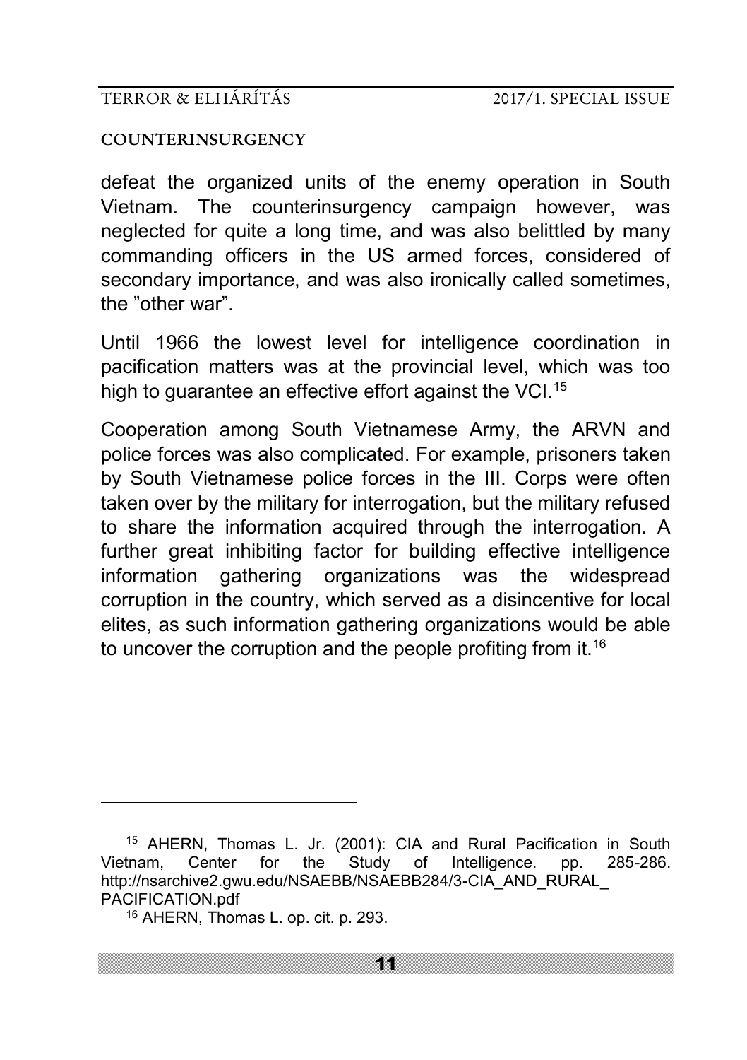defeat the organized units of the enemy operation in South Vietnam. The counterinsurgency campaign however, was neglected for quite a long time, and was also belittled by many commanding officers in the US armed forces, considered of secondary importance, and was also ironically called sometimes, the ”other war”.

Until 1966 the lowest level for intelligence coordination in pacification matters was at the provincial level, which was too high to guarantee an effective effort against the VCI.[15]

Cooperation among South Vietnamese Army, the ARVN and police forces was also complicated. For example, prisoners taken by South Vietnamese police forces in the III. Corps were often taken over by the military for interrogation, but the military refused to share the information acquired through the interrogation. A further great inhibiting factor for building effective intelligence information gathering organizations was the widespread corruption in the country, which served as a disincentive for local elites, as such information gathering organizations would be able to uncover the corruption and the people profiting from it.[16]

---

[15] AHERN, Thomas L. Jr. (2001): CIA and Rural Pacification in South Vietnam, Center for the Study of Intelligence. pp. 285-286. http://nsarchive2.gwu.edu/NSAEBB/NSAEBB284/3-CIA_AND_RURAL_PACIFICATION.pdf

[16] AHERN, Thomas L. op. cit. p. 293.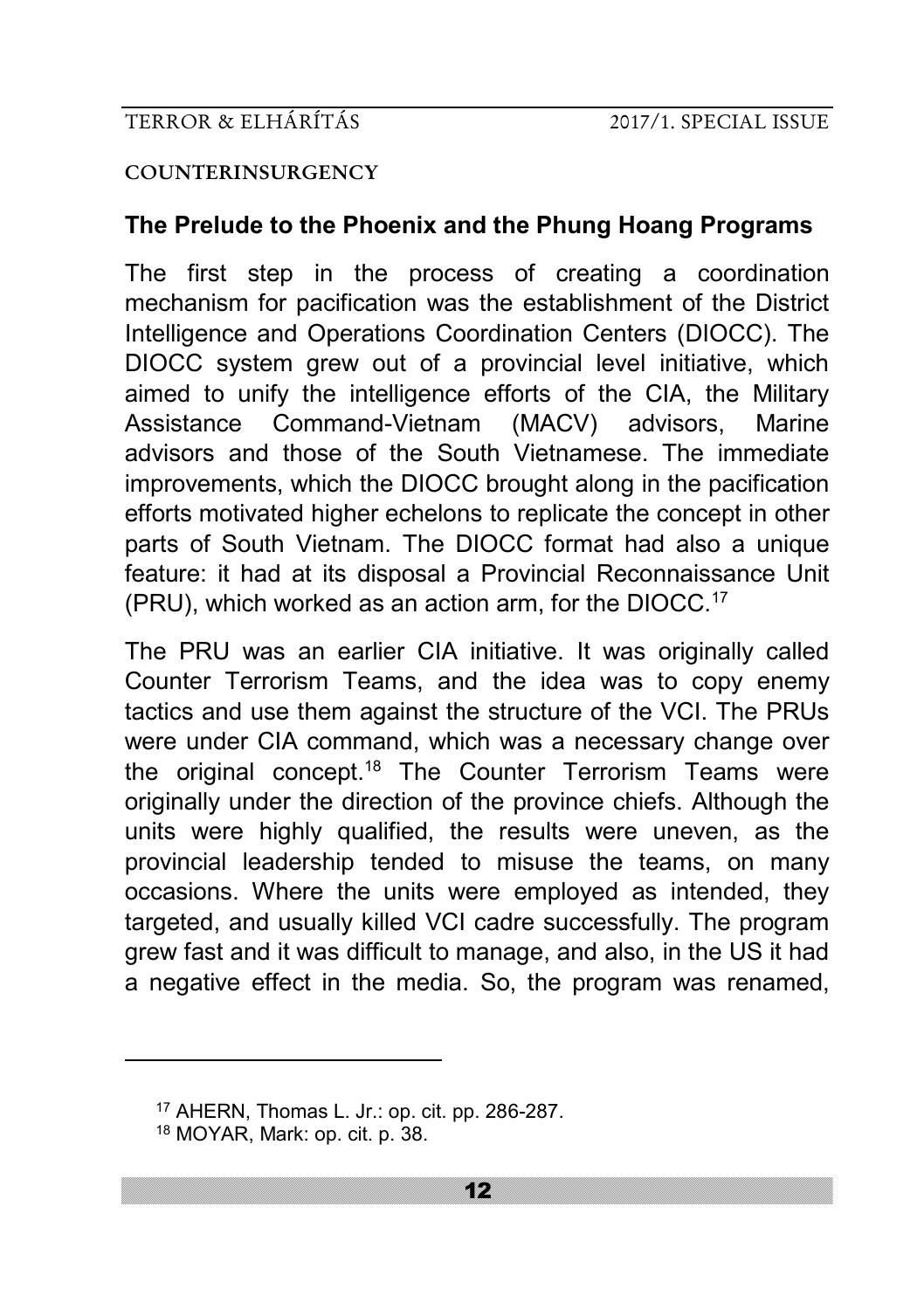## COUNTERINSURGENCY

### The Prelude to the Phoenix and the Phung Hoang Programs

The first step in the process of creating a coordination mechanism for pacification was the establishment of the District Intelligence and Operations Coordination Centers (DIOCC). The DIOCC system grew out of a provincial level initiative, which aimed to unify the intelligence efforts of the CIA, the Military Assistance Command-Vietnam (MACV) advisors, Marine advisors and those of the South Vietnamese. The immediate improvements, which the DIOCC brought along in the pacification efforts motivated higher echelons to replicate the concept in other parts of South Vietnam. The DIOCC format had also a unique feature: it had at its disposal a Provincial Reconnaissance Unit (PRU), which worked as an action arm, for the DIOCC.[17]

The PRU was an earlier CIA initiative. It was originally called Counter Terrorism Teams, and the idea was to copy enemy tactics and use them against the structure of the VCI. The PRUs were under CIA command, which was a necessary change over the original concept.[18] The Counter Terrorism Teams were originally under the direction of the province chiefs. Although the units were highly qualified, the results were uneven, as the provincial leadership tended to misuse the teams, on many occasions. Where the units were employed as intended, they targeted, and usually killed VCI cadre successfully. The program grew fast and it was difficult to manage, and also, in the US it had a negative effect in the media. So, the program was renamed,

---

[17] AHERN, Thomas L. Jr.: op. cit. pp. 286-287.

[18] MOYAR, Mark: op. cit. p. 38.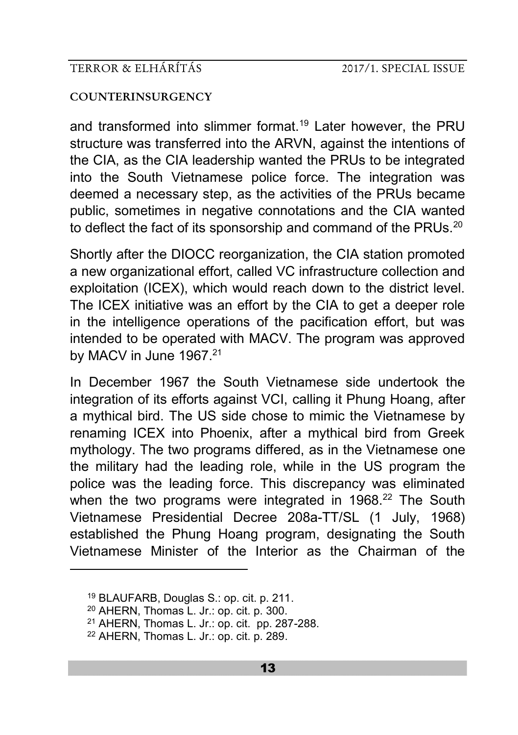and transformed into slimmer format.[19] Later however, the PRU structure was transferred into the ARVN, against the intentions of the CIA, as the CIA leadership wanted the PRUs to be integrated into the South Vietnamese police force. The integration was deemed a necessary step, as the activities of the PRUs became public, sometimes in negative connotations and the CIA wanted to deflect the fact of its sponsorship and command of the PRUs.[20]

Shortly after the DIOCC reorganization, the CIA station promoted a new organizational effort, called VC infrastructure collection and exploitation (ICEX), which would reach down to the district level. The ICEX initiative was an effort by the CIA to get a deeper role in the intelligence operations of the pacification effort, but was intended to be operated with MACV. The program was approved by MACV in June 1967.[21]

In December 1967 the South Vietnamese side undertook the integration of its efforts against VCI, calling it Phung Hoang, after a mythical bird. The US side chose to mimic the Vietnamese by renaming ICEX into Phoenix, after a mythical bird from Greek mythology. The two programs differed, as in the Vietnamese one the military had the leading role, while in the US program the police was the leading force. This discrepancy was eliminated when the two programs were integrated in 1968.[22] The South Vietnamese Presidential Decree 208a-TT/SL (1 July, 1968) established the Phung Hoang program, designating the South Vietnamese Minister of the Interior as the Chairman of the

---

[19] BLAUFARB, Douglas S.: op. cit. p. 211.

[20] AHERN, Thomas L. Jr.: op. cit. p. 300.

[21] AHERN, Thomas L. Jr.: op. cit. pp. 287-288.

[22] AHERN, Thomas L. Jr.: op. cit. p. 289.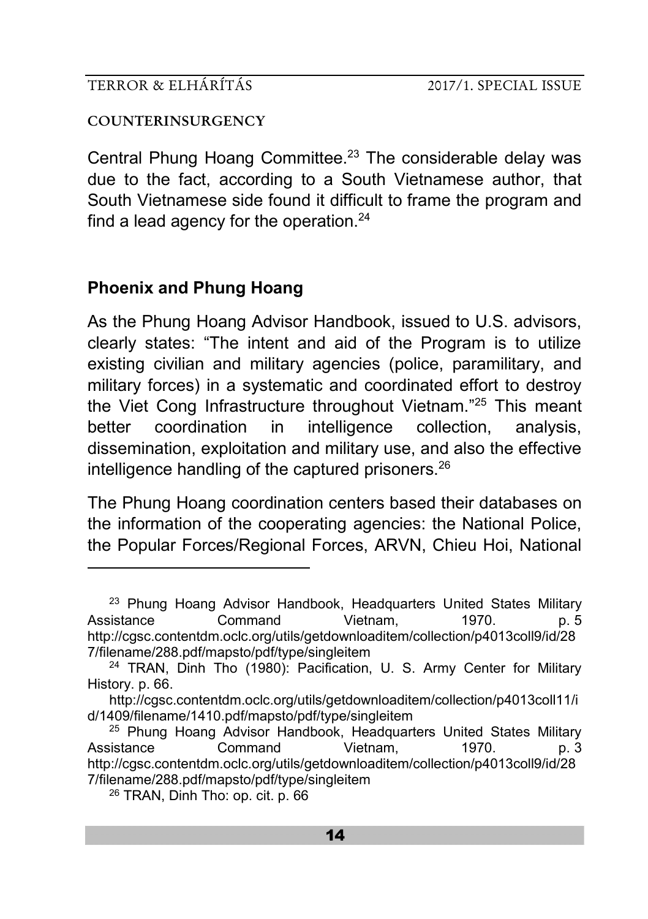Central Phung Hoang Committee.[23] The considerable delay was due to the fact, according to a South Vietnamese author, that South Vietnamese side found it difficult to frame the program and find a lead agency for the operation.[24]

## Phoenix and Phung Hoang

As the Phung Hoang Advisor Handbook, issued to U.S. advisors, clearly states: "The intent and aid of the Program is to utilize existing civilian and military agencies (police, paramilitary, and military forces) in a systematic and coordinated effort to destroy the Viet Cong Infrastructure throughout Vietnam."[25] This meant better coordination in intelligence collection, analysis, dissemination, exploitation and military use, and also the effective intelligence handling of the captured prisoners.[26]

The Phung Hoang coordination centers based their databases on the information of the cooperating agencies: the National Police, the Popular Forces/Regional Forces, ARVN, Chieu Hoi, National

---

[23] Phung Hoang Advisor Handbook, Headquarters United States Military Assistance Command Vietnam, 1970. p. 5 http://cgsc.contentdm.oclc.org/utils/getdownloaditem/collection/p4013coll9/id/287/filename/288.pdf/mapsto/pdf/type/singleitem

[24] TRAN, Dinh Tho (1980): Pacification, U. S. Army Center for Military History. p. 66.
http://cgsc.contentdm.oclc.org/utils/getdownloaditem/collection/p4013coll11/id/1409/filename/1410.pdf/mapsto/pdf/type/singleitem

[25] Phung Hoang Advisor Handbook, Headquarters United States Military Assistance Command Vietnam, 1970. p. 3 http://cgsc.contentdm.oclc.org/utils/getdownloaditem/collection/p4013coll9/id/287/filename/288.pdf/mapsto/pdf/type/singleitem

[26] TRAN, Dinh Tho: op. cit. p. 66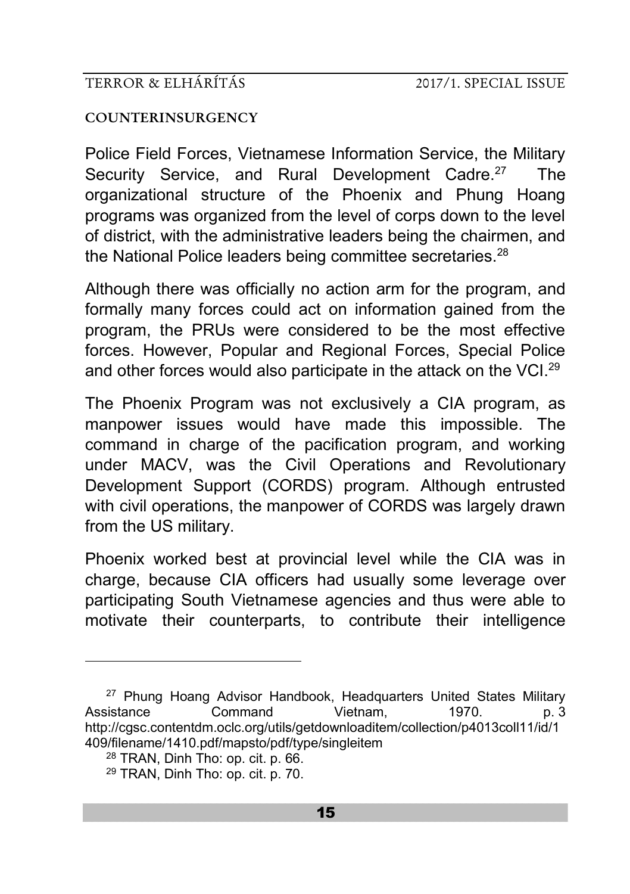Police Field Forces, Vietnamese Information Service, the Military Security Service, and Rural Development Cadre.[27] The organizational structure of the Phoenix and Phung Hoang programs was organized from the level of corps down to the level of district, with the administrative leaders being the chairmen, and the National Police leaders being committee secretaries.[28]

Although there was officially no action arm for the program, and formally many forces could act on information gained from the program, the PRUs were considered to be the most effective forces. However, Popular and Regional Forces, Special Police and other forces would also participate in the attack on the VCI.[29]

The Phoenix Program was not exclusively a CIA program, as manpower issues would have made this impossible. The command in charge of the pacification program, and working under MACV, was the Civil Operations and Revolutionary Development Support (CORDS) program. Although entrusted with civil operations, the manpower of CORDS was largely drawn from the US military.

Phoenix worked best at provincial level while the CIA was in charge, because CIA officers had usually some leverage over participating South Vietnamese agencies and thus were able to motivate their counterparts, to contribute their intelligence

---

[27] Phung Hoang Advisor Handbook, Headquarters United States Military Assistance Command Vietnam, 1970. p. 3 http://cgsc.contentdm.oclc.org/utils/getdownloaditem/collection/p4013coll11/id/1409/filename/1410.pdf/mapsto/pdf/type/singleitem

[28] TRAN, Dinh Tho: op. cit. p. 66.

[29] TRAN, Dinh Tho: op. cit. p. 70.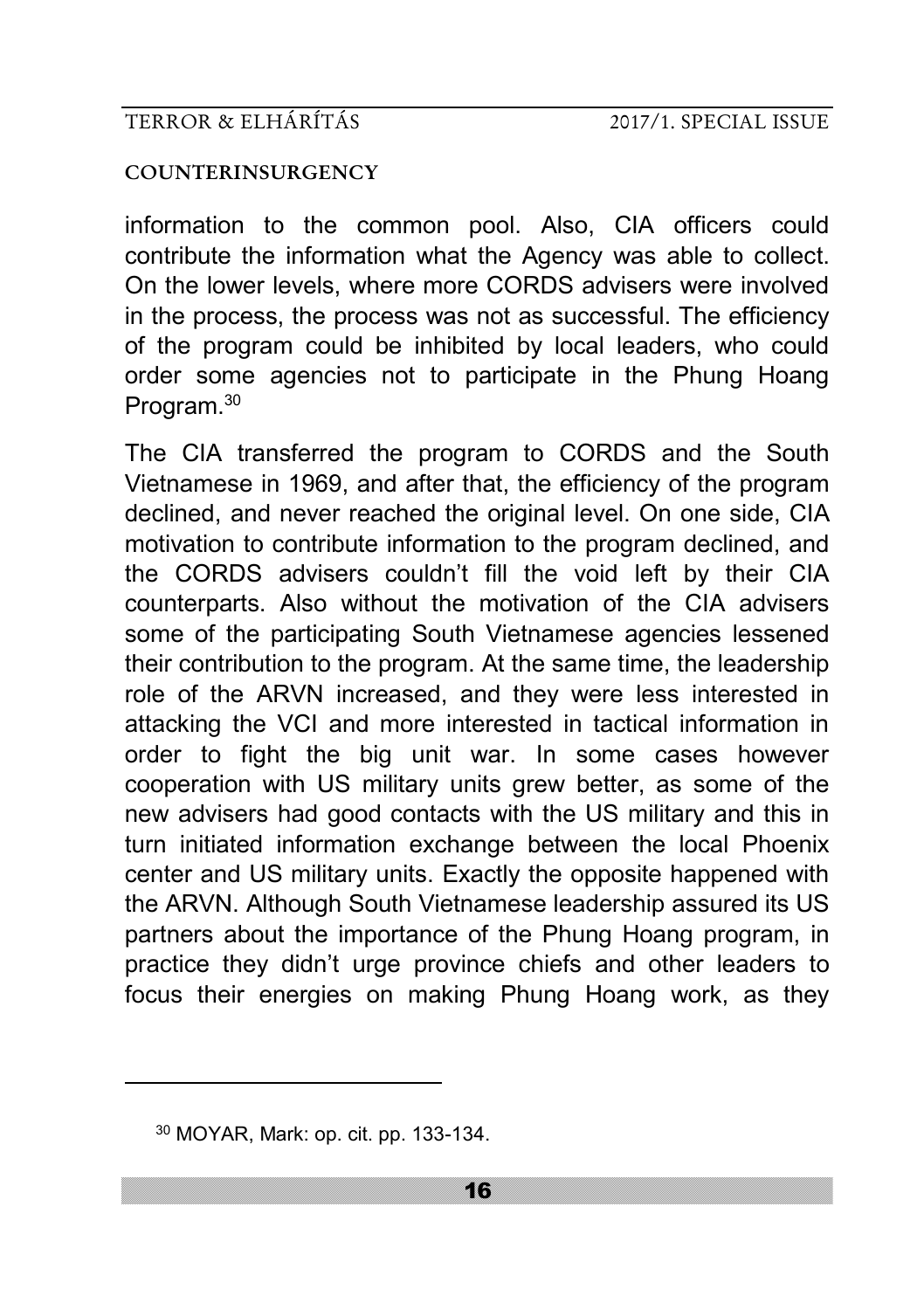information to the common pool. Also, CIA officers could contribute the information what the Agency was able to collect. On the lower levels, where more CORDS advisers were involved in the process, the process was not as successful. The efficiency of the program could be inhibited by local leaders, who could order some agencies not to participate in the Phung Hoang Program.[30]

The CIA transferred the program to CORDS and the South Vietnamese in 1969, and after that, the efficiency of the program declined, and never reached the original level. On one side, CIA motivation to contribute information to the program declined, and the CORDS advisers couldn't fill the void left by their CIA counterparts. Also without the motivation of the CIA advisers some of the participating South Vietnamese agencies lessened their contribution to the program. At the same time, the leadership role of the ARVN increased, and they were less interested in attacking the VCI and more interested in tactical information in order to fight the big unit war. In some cases however cooperation with US military units grew better, as some of the new advisers had good contacts with the US military and this in turn initiated information exchange between the local Phoenix center and US military units. Exactly the opposite happened with the ARVN. Although South Vietnamese leadership assured its US partners about the importance of the Phung Hoang program, in practice they didn't urge province chiefs and other leaders to focus their energies on making Phung Hoang work, as they

---

[30] MOYAR, Mark: op. cit. pp. 133-134.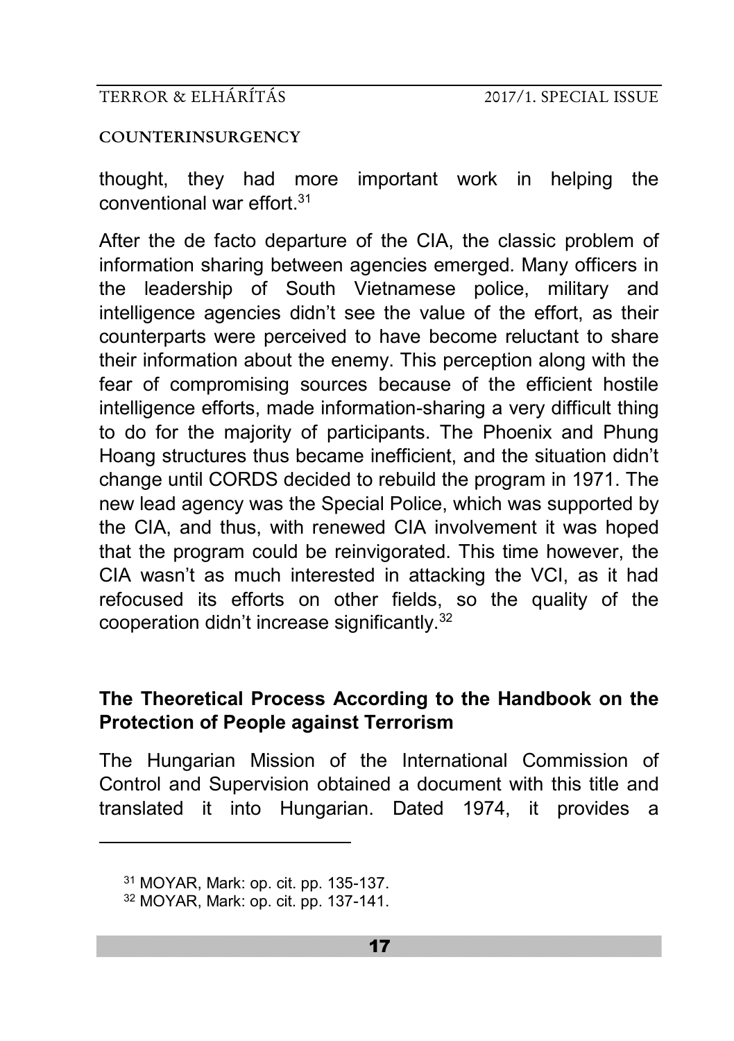thought, they had more important work in helping the conventional war effort.[31]

After the de facto departure of the CIA, the classic problem of information sharing between agencies emerged. Many officers in the leadership of South Vietnamese police, military and intelligence agencies didn't see the value of the effort, as their counterparts were perceived to have become reluctant to share their information about the enemy. This perception along with the fear of compromising sources because of the efficient hostile intelligence efforts, made information-sharing a very difficult thing to do for the majority of participants. The Phoenix and Phung Hoang structures thus became inefficient, and the situation didn't change until CORDS decided to rebuild the program in 1971. The new lead agency was the Special Police, which was supported by the CIA, and thus, with renewed CIA involvement it was hoped that the program could be reinvigorated. This time however, the CIA wasn't as much interested in attacking the VCI, as it had refocused its efforts on other fields, so the quality of the cooperation didn't increase significantly.[32]

## The Theoretical Process According to the Handbook on the Protection of People against Terrorism

The Hungarian Mission of the International Commission of Control and Supervision obtained a document with this title and translated it into Hungarian. Dated 1974, it provides a

---

[31] MOYAR, Mark: op. cit. pp. 135-137.

[32] MOYAR, Mark: op. cit. pp. 137-141.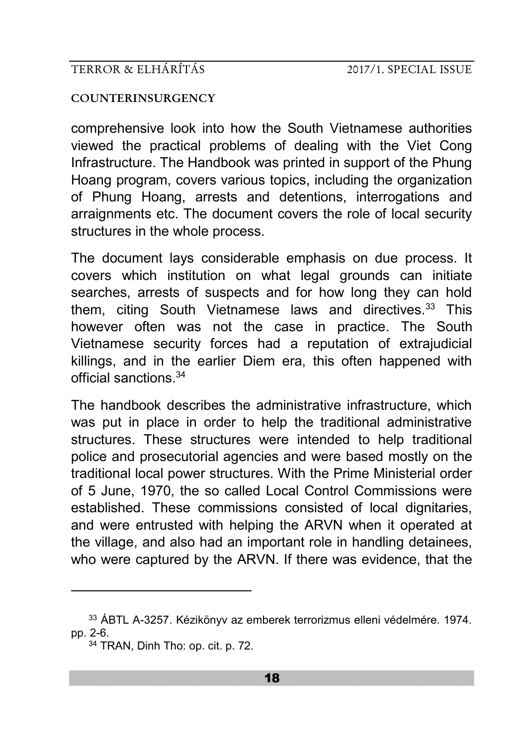comprehensive look into how the South Vietnamese authorities viewed the practical problems of dealing with the Viet Cong Infrastructure. The Handbook was printed in support of the Phung Hoang program, covers various topics, including the organization of Phung Hoang, arrests and detentions, interrogations and arraignments etc. The document covers the role of local security structures in the whole process.

The document lays considerable emphasis on due process. It covers which institution on what legal grounds can initiate searches, arrests of suspects and for how long they can hold them, citing South Vietnamese laws and directives.[33] This however often was not the case in practice. The South Vietnamese security forces had a reputation of extrajudicial killings, and in the earlier Diem era, this often happened with official sanctions.[34]

The handbook describes the administrative infrastructure, which was put in place in order to help the traditional administrative structures. These structures were intended to help traditional police and prosecutorial agencies and were based mostly on the traditional local power structures. With the Prime Ministerial order of 5 June, 1970, the so called Local Control Commissions were established. These commissions consisted of local dignitaries, and were entrusted with helping the ARVN when it operated at the village, and also had an important role in handling detainees, who were captured by the ARVN. If there was evidence, that the

---

[33] ÁBTL A-3257. Kézikönyv az emberek terrorizmus elleni védelmére. 1974. pp. 2-6.

[34] TRAN, Dinh Tho: op. cit. p. 72.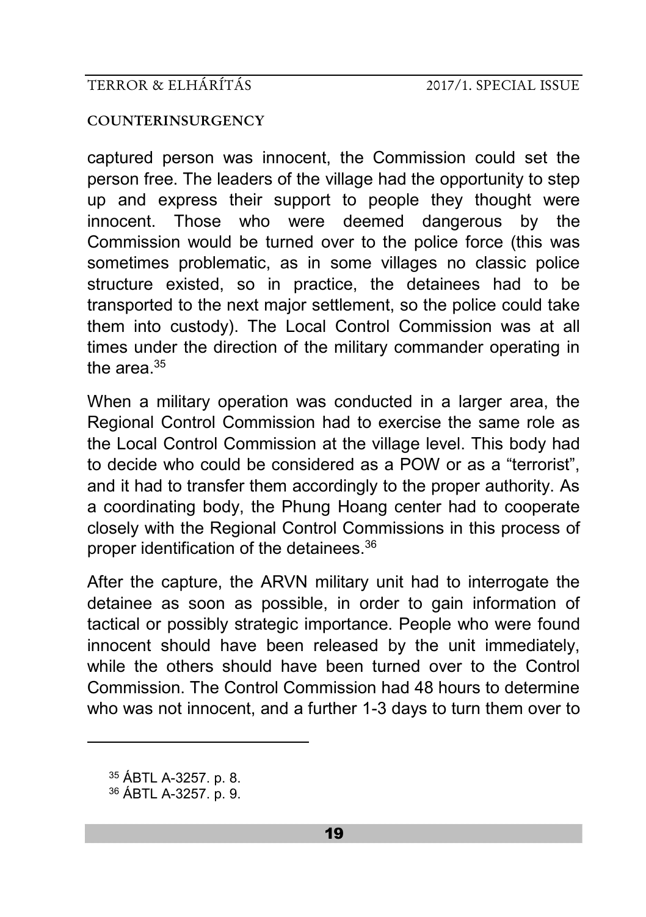captured person was innocent, the Commission could set the person free. The leaders of the village had the opportunity to step up and express their support to people they thought were innocent. Those who were deemed dangerous by the Commission would be turned over to the police force (this was sometimes problematic, as in some villages no classic police structure existed, so in practice, the detainees had to be transported to the next major settlement, so the police could take them into custody). The Local Control Commission was at all times under the direction of the military commander operating in the area.[35]

When a military operation was conducted in a larger area, the Regional Control Commission had to exercise the same role as the Local Control Commission at the village level. This body had to decide who could be considered as a POW or as a "terrorist", and it had to transfer them accordingly to the proper authority. As a coordinating body, the Phung Hoang center had to cooperate closely with the Regional Control Commissions in this process of proper identification of the detainees.[36]

After the capture, the ARVN military unit had to interrogate the detainee as soon as possible, in order to gain information of tactical or possibly strategic importance. People who were found innocent should have been released by the unit immediately, while the others should have been turned over to the Control Commission. The Control Commission had 48 hours to determine who was not innocent, and a further 1-3 days to turn them over to

[35] ÁBTL A-3257. p. 8.

[36] ÁBTL A-3257. p. 9.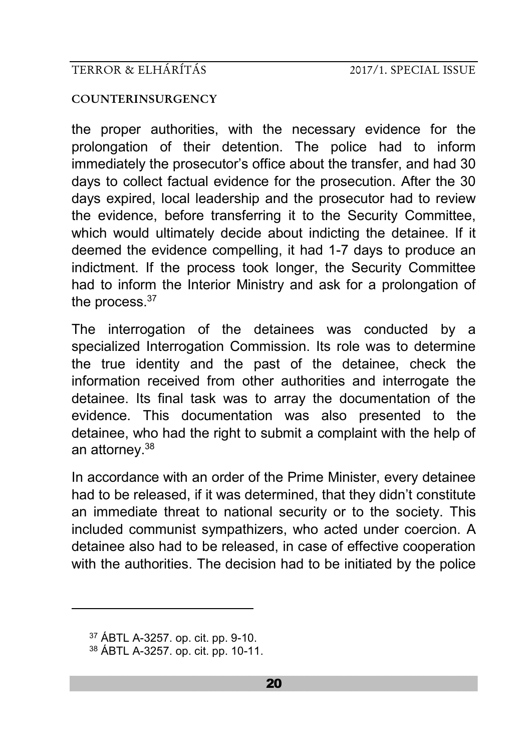the proper authorities, with the necessary evidence for the prolongation of their detention. The police had to inform immediately the prosecutor's office about the transfer, and had 30 days to collect factual evidence for the prosecution. After the 30 days expired, local leadership and the prosecutor had to review the evidence, before transferring it to the Security Committee, which would ultimately decide about indicting the detainee. If it deemed the evidence compelling, it had 1-7 days to produce an indictment. If the process took longer, the Security Committee had to inform the Interior Ministry and ask for a prolongation of the process.[37]

The interrogation of the detainees was conducted by a specialized Interrogation Commission. Its role was to determine the true identity and the past of the detainee, check the information received from other authorities and interrogate the detainee. Its final task was to array the documentation of the evidence. This documentation was also presented to the detainee, who had the right to submit a complaint with the help of an attorney.[38]

In accordance with an order of the Prime Minister, every detainee had to be released, if it was determined, that they didn't constitute an immediate threat to national security or to the society. This included communist sympathizers, who acted under coercion. A detainee also had to be released, in case of effective cooperation with the authorities. The decision had to be initiated by the police

---

[37] ÁBTL A-3257. op. cit. pp. 9-10.

[38] ÁBTL A-3257. op. cit. pp. 10-11.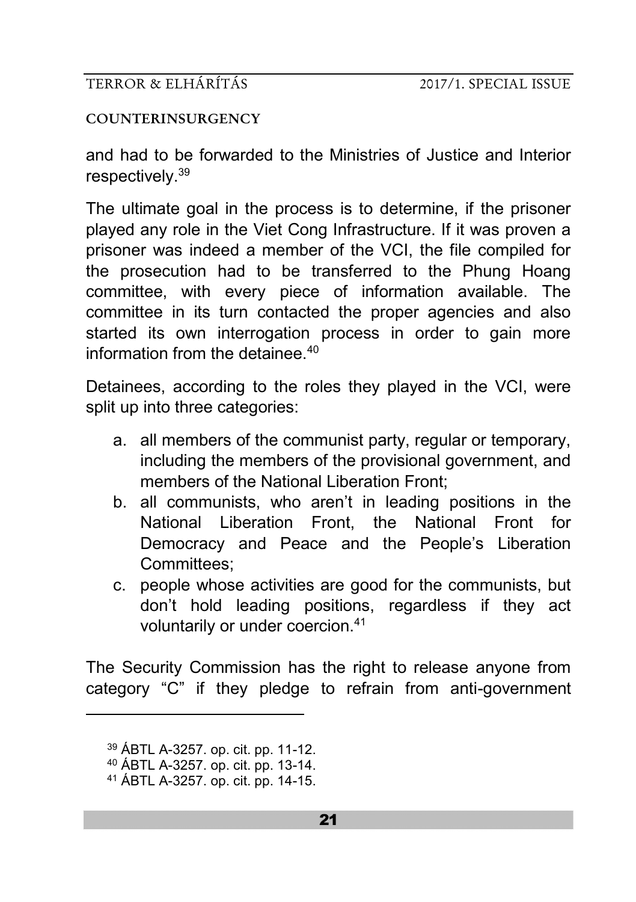and had to be forwarded to the Ministries of Justice and Interior respectively.[39]

The ultimate goal in the process is to determine, if the prisoner played any role in the Viet Cong Infrastructure. If it was proven a prisoner was indeed a member of the VCI, the file compiled for the prosecution had to be transferred to the Phung Hoang committee, with every piece of information available. The committee in its turn contacted the proper agencies and also started its own interrogation process in order to gain more information from the detainee.[40]

Detainees, according to the roles they played in the VCI, were split up into three categories:

a. all members of the communist party, regular or temporary, including the members of the provisional government, and members of the National Liberation Front;
b. all communists, who aren't in leading positions in the National Liberation Front, the National Front for Democracy and Peace and the People's Liberation Committees;
c. people whose activities are good for the communists, but don't hold leading positions, regardless if they act voluntarily or under coercion.[41]

The Security Commission has the right to release anyone from category "C" if they pledge to refrain from anti-government

---

[39] ÁBTL A-3257. op. cit. pp. 11-12.

[40] ÁBTL A-3257. op. cit. pp. 13-14.

[41] ÁBTL A-3257. op. cit. pp. 14-15.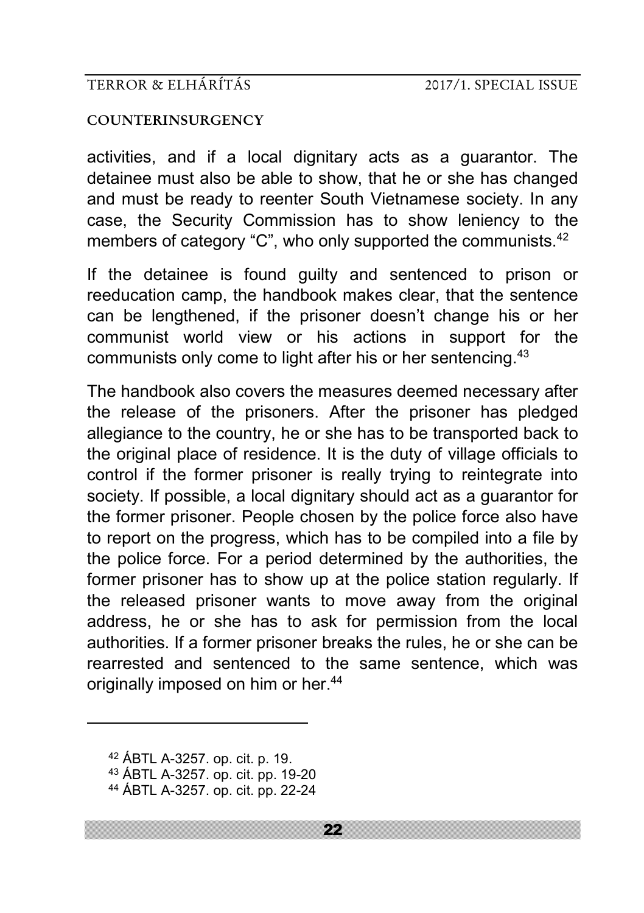activities, and if a local dignitary acts as a guarantor. The detainee must also be able to show, that he or she has changed and must be ready to reenter South Vietnamese society. In any case, the Security Commission has to show leniency to the members of category "C", who only supported the communists.[42]

If the detainee is found guilty and sentenced to prison or reeducation camp, the handbook makes clear, that the sentence can be lengthened, if the prisoner doesn't change his or her communist world view or his actions in support for the communists only come to light after his or her sentencing.[43]

The handbook also covers the measures deemed necessary after the release of the prisoners. After the prisoner has pledged allegiance to the country, he or she has to be transported back to the original place of residence. It is the duty of village officials to control if the former prisoner is really trying to reintegrate into society. If possible, a local dignitary should act as a guarantor for the former prisoner. People chosen by the police force also have to report on the progress, which has to be compiled into a file by the police force. For a period determined by the authorities, the former prisoner has to show up at the police station regularly. If the released prisoner wants to move away from the original address, he or she has to ask for permission from the local authorities. If a former prisoner breaks the rules, he or she can be rearrested and sentenced to the same sentence, which was originally imposed on him or her.[44]

---

[42] ÁBTL A-3257. op. cit. p. 19.

[43] ÁBTL A-3257. op. cit. pp. 19-20

[44] ÁBTL A-3257. op. cit. pp. 22-24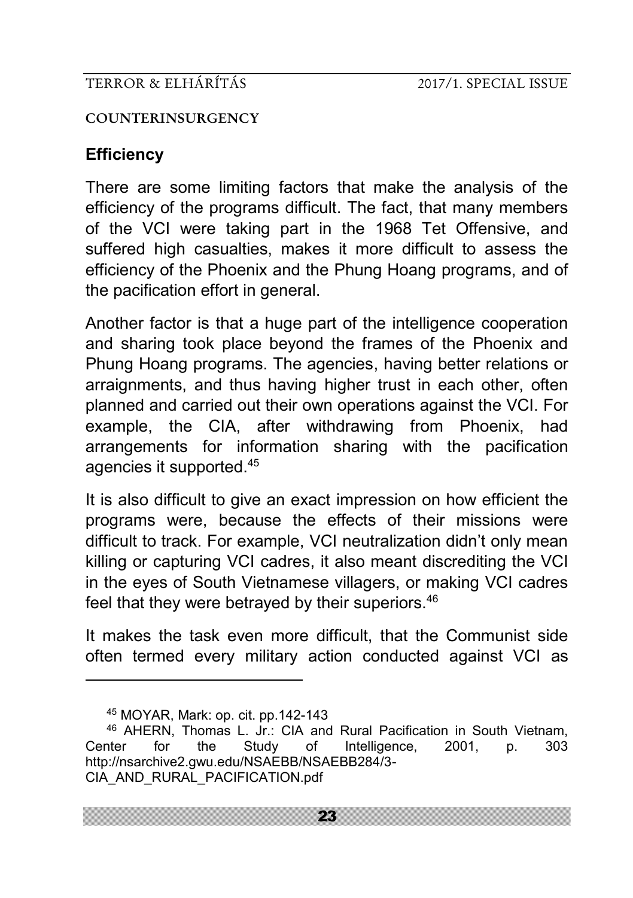## Efficiency

There are some limiting factors that make the analysis of the efficiency of the programs difficult. The fact, that many members of the VCI were taking part in the 1968 Tet Offensive, and suffered high casualties, makes it more difficult to assess the efficiency of the Phoenix and the Phung Hoang programs, and of the pacification effort in general.

Another factor is that a huge part of the intelligence cooperation and sharing took place beyond the frames of the Phoenix and Phung Hoang programs. The agencies, having better relations or arraignments, and thus having higher trust in each other, often planned and carried out their own operations against the VCI. For example, the CIA, after withdrawing from Phoenix, had arrangements for information sharing with the pacification agencies it supported.[45]

It is also difficult to give an exact impression on how efficient the programs were, because the effects of their missions were difficult to track. For example, VCI neutralization didn't only mean killing or capturing VCI cadres, it also meant discrediting the VCI in the eyes of South Vietnamese villagers, or making VCI cadres feel that they were betrayed by their superiors.[46]

It makes the task even more difficult, that the Communist side often termed every military action conducted against VCI as

---

[45] MOYAR, Mark: op. cit. pp.142-143

[46] AHERN, Thomas L. Jr.: CIA and Rural Pacification in South Vietnam, Center for the Study of Intelligence, 2001, p. 303 http://nsarchive2.gwu.edu/NSAEBB/NSAEBB284/3-CIA_AND_RURAL_PACIFICATION.pdf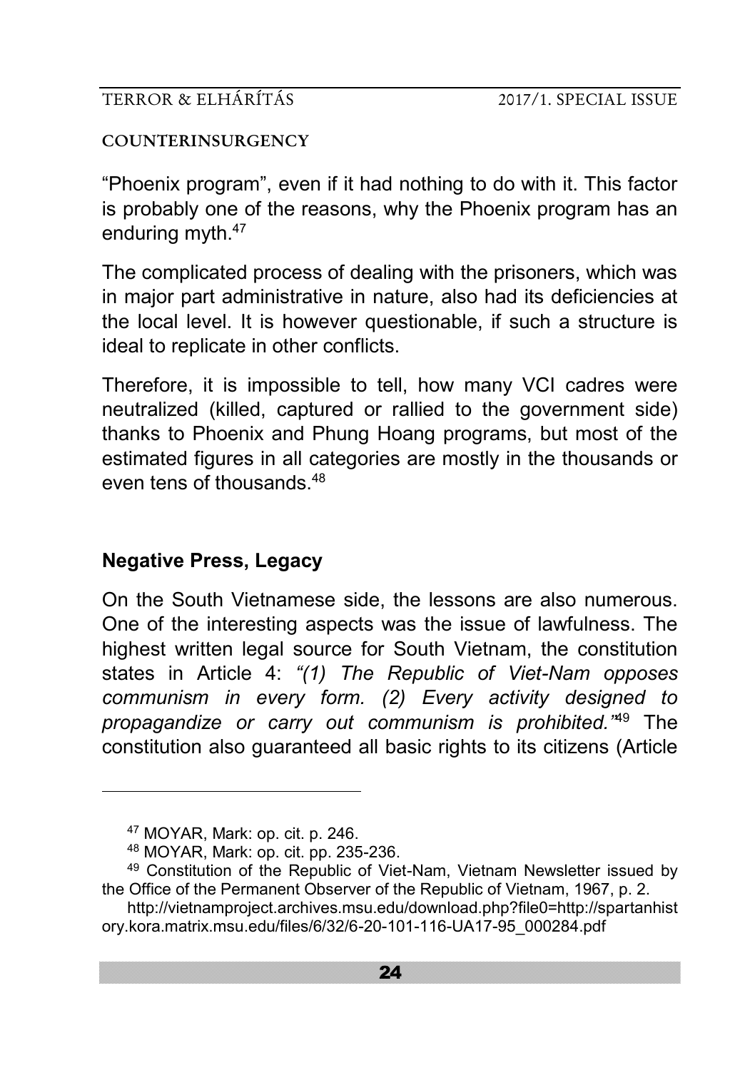"Phoenix program", even if it had nothing to do with it. This factor is probably one of the reasons, why the Phoenix program has an enduring myth.[47]

The complicated process of dealing with the prisoners, which was in major part administrative in nature, also had its deficiencies at the local level. It is however questionable, if such a structure is ideal to replicate in other conflicts.

Therefore, it is impossible to tell, how many VCI cadres were neutralized (killed, captured or rallied to the government side) thanks to Phoenix and Phung Hoang programs, but most of the estimated figures in all categories are mostly in the thousands or even tens of thousands.[48]

## Negative Press, Legacy

On the South Vietnamese side, the lessons are also numerous. One of the interesting aspects was the issue of lawfulness. The highest written legal source for South Vietnam, the constitution states in Article 4: *"(1) The Republic of Viet-Nam opposes communism in every form. (2) Every activity designed to propagandize or carry out communism is prohibited."*[49] The constitution also guaranteed all basic rights to its citizens (Article

---

[47] MOYAR, Mark: op. cit. p. 246.

[48] MOYAR, Mark: op. cit. pp. 235-236.

[49] Constitution of the Republic of Viet-Nam, Vietnam Newsletter issued by the Office of the Permanent Observer of the Republic of Vietnam, 1967, p. 2. http://vietnamproject.archives.msu.edu/download.php?file0=http://spartanhistory.kora.matrix.msu.edu/files/6/32/6-20-101-116-UA17-95_000284.pdf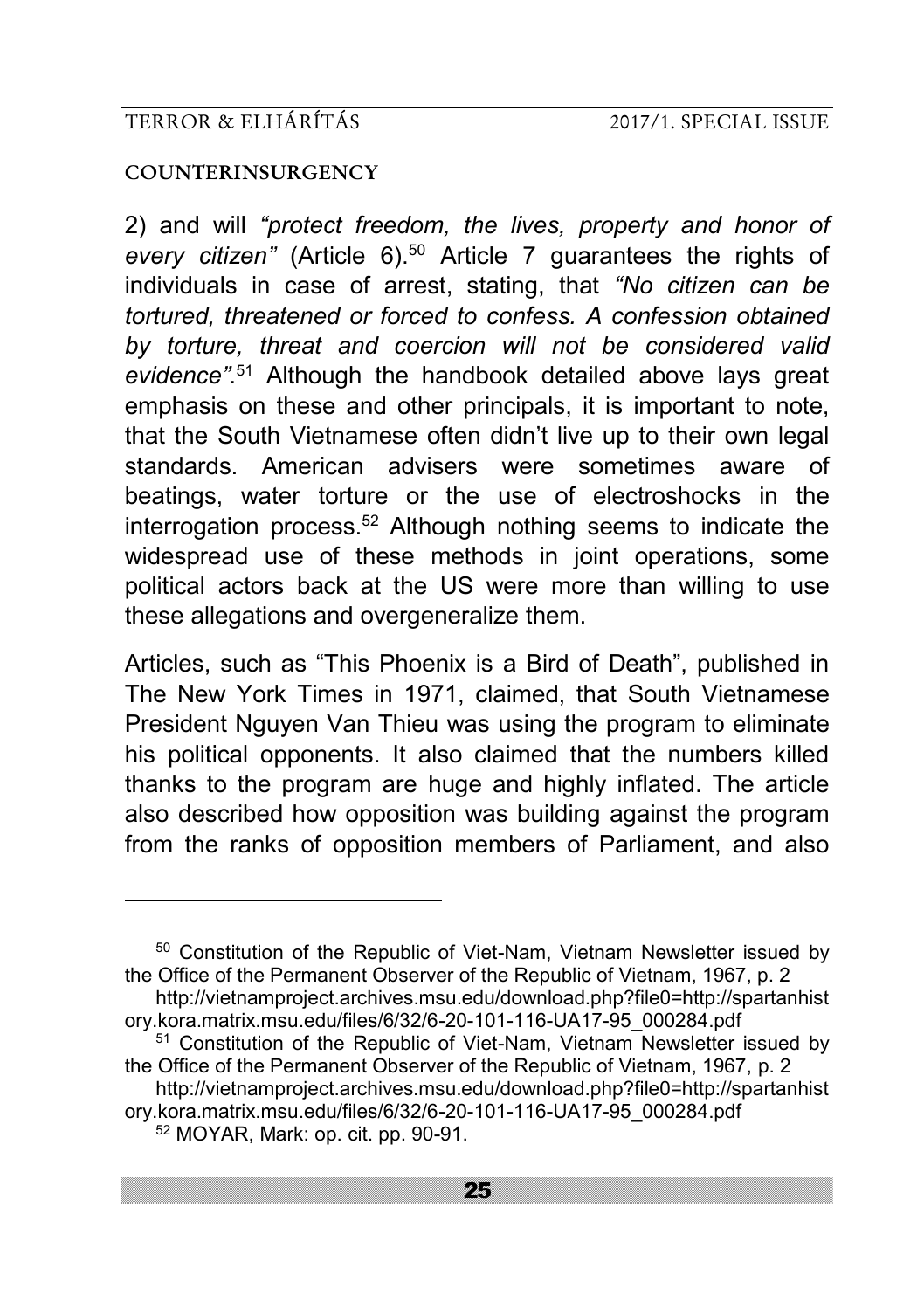2) and will *"protect freedom, the lives, property and honor of every citizen"* (Article 6).[50] Article 7 guarantees the rights of individuals in case of arrest, stating, that *"No citizen can be tortured, threatened or forced to confess. A confession obtained by torture, threat and coercion will not be considered valid evidence"*.[51] Although the handbook detailed above lays great emphasis on these and other principals, it is important to note, that the South Vietnamese often didn't live up to their own legal standards. American advisers were sometimes aware of beatings, water torture or the use of electroshocks in the interrogation process.[52] Although nothing seems to indicate the widespread use of these methods in joint operations, some political actors back at the US were more than willing to use these allegations and overgeneralize them.

Articles, such as "This Phoenix is a Bird of Death", published in The New York Times in 1971, claimed, that South Vietnamese President Nguyen Van Thieu was using the program to eliminate his political opponents. It also claimed that the numbers killed thanks to the program are huge and highly inflated. The article also described how opposition was building against the program from the ranks of opposition members of Parliament, and also

---

[50] Constitution of the Republic of Viet-Nam, Vietnam Newsletter issued by the Office of the Permanent Observer of the Republic of Vietnam, 1967, p. 2 http://vietnamproject.archives.msu.edu/download.php?file0=http://spartanhistory.kora.matrix.msu.edu/files/6/32/6-20-101-116-UA17-95_000284.pdf

[51] Constitution of the Republic of Viet-Nam, Vietnam Newsletter issued by the Office of the Permanent Observer of the Republic of Vietnam, 1967, p. 2 http://vietnamproject.archives.msu.edu/download.php?file0=http://spartanhistory.kora.matrix.msu.edu/files/6/32/6-20-101-116-UA17-95_000284.pdf

[52] MOYAR, Mark: op. cit. pp. 90-91.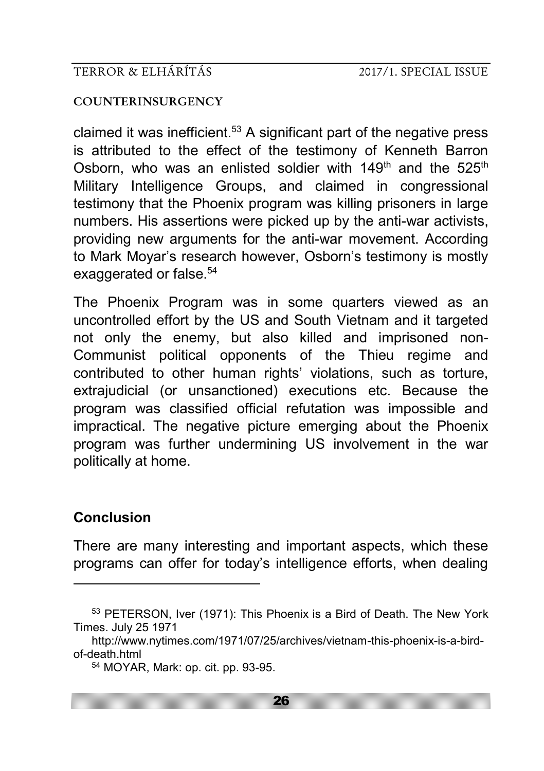claimed it was inefficient.[53] A significant part of the negative press is attributed to the effect of the testimony of Kenneth Barron Osborn, who was an enlisted soldier with 149th and the 525th Military Intelligence Groups, and claimed in congressional testimony that the Phoenix program was killing prisoners in large numbers. His assertions were picked up by the anti-war activists, providing new arguments for the anti-war movement. According to Mark Moyar's research however, Osborn's testimony is mostly exaggerated or false.[54]

The Phoenix Program was in some quarters viewed as an uncontrolled effort by the US and South Vietnam and it targeted not only the enemy, but also killed and imprisoned non-Communist political opponents of the Thieu regime and contributed to other human rights' violations, such as torture, extrajudicial (or unsanctioned) executions etc. Because the program was classified official refutation was impossible and impractical. The negative picture emerging about the Phoenix program was further undermining US involvement in the war politically at home.

## Conclusion

There are many interesting and important aspects, which these programs can offer for today's intelligence efforts, when dealing

---

[53] PETERSON, Iver (1971): This Phoenix is a Bird of Death. The New York Times. July 25 1971
http://www.nytimes.com/1971/07/25/archives/vietnam-this-phoenix-is-a-bird-of-death.html

[54] MOYAR, Mark: op. cit. pp. 93-95.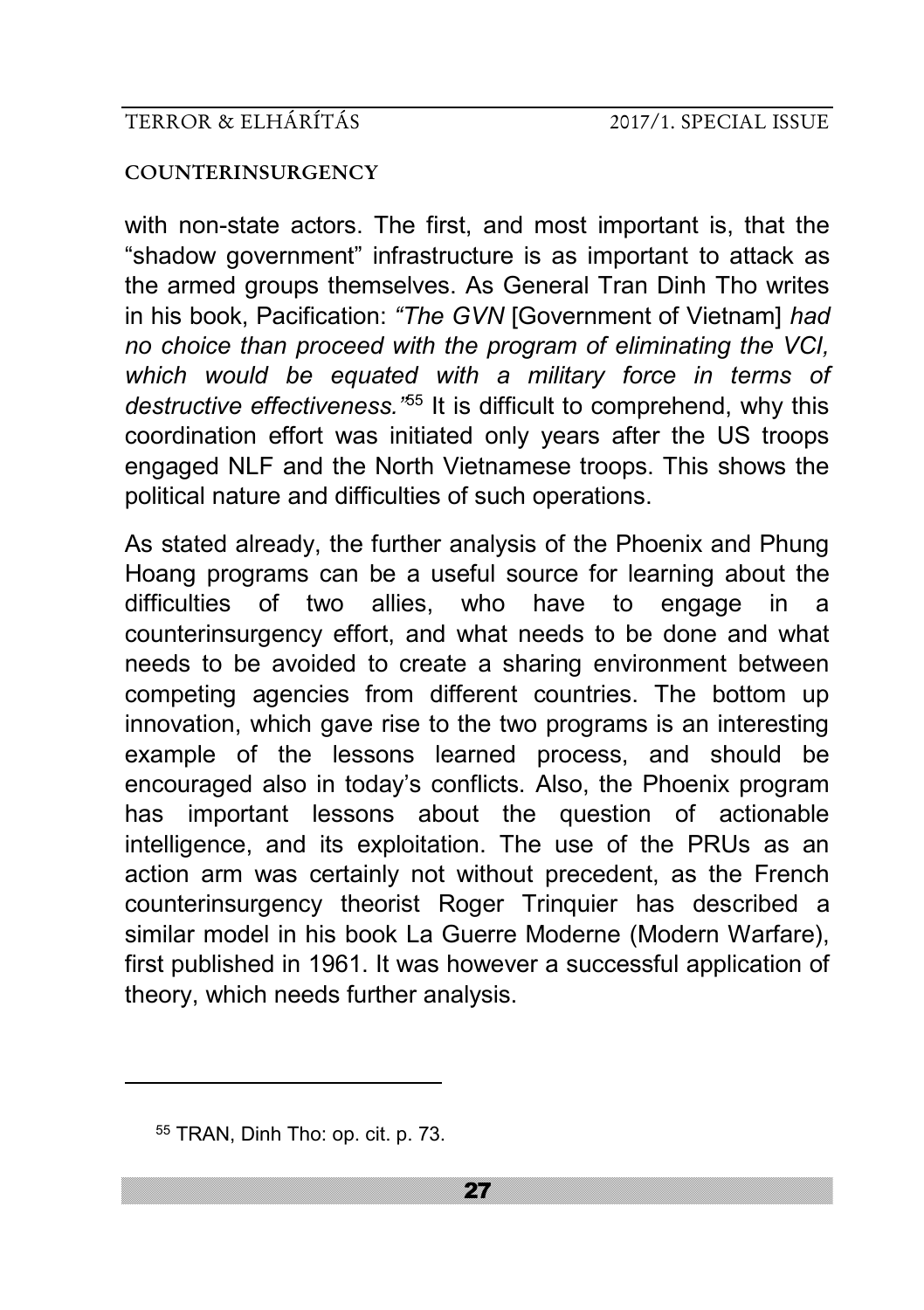with non-state actors. The first, and most important is, that the "shadow government" infrastructure is as important to attack as the armed groups themselves. As General Tran Dinh Tho writes in his book, Pacification: *"The GVN* [Government of Vietnam] *had no choice than proceed with the program of eliminating the VCI, which would be equated with a military force in terms of destructive effectiveness."*[55] It is difficult to comprehend, why this coordination effort was initiated only years after the US troops engaged NLF and the North Vietnamese troops. This shows the political nature and difficulties of such operations.

As stated already, the further analysis of the Phoenix and Phung Hoang programs can be a useful source for learning about the difficulties of two allies, who have to engage in a counterinsurgency effort, and what needs to be done and what needs to be avoided to create a sharing environment between competing agencies from different countries. The bottom up innovation, which gave rise to the two programs is an interesting example of the lessons learned process, and should be encouraged also in today's conflicts. Also, the Phoenix program has important lessons about the question of actionable intelligence, and its exploitation. The use of the PRUs as an action arm was certainly not without precedent, as the French counterinsurgency theorist Roger Trinquier has described a similar model in his book La Guerre Moderne (Modern Warfare), first published in 1961. It was however a successful application of theory, which needs further analysis.

---

[55] TRAN, Dinh Tho: op. cit. p. 73.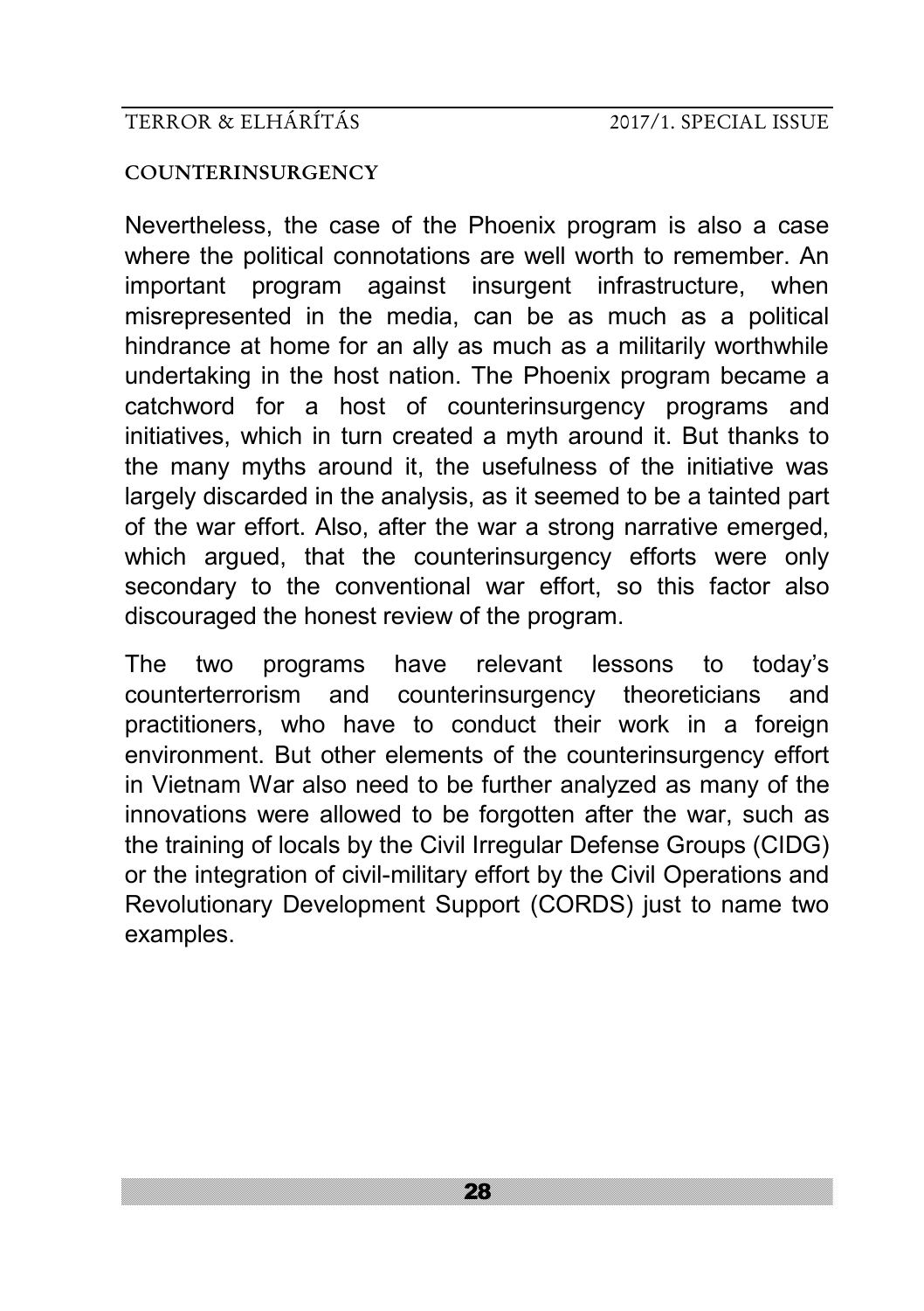Nevertheless, the case of the Phoenix program is also a case where the political connotations are well worth to remember. An important program against insurgent infrastructure, when misrepresented in the media, can be as much as a political hindrance at home for an ally as much as a militarily worthwhile undertaking in the host nation. The Phoenix program became a catchword for a host of counterinsurgency programs and initiatives, which in turn created a myth around it. But thanks to the many myths around it, the usefulness of the initiative was largely discarded in the analysis, as it seemed to be a tainted part of the war effort. Also, after the war a strong narrative emerged, which argued, that the counterinsurgency efforts were only secondary to the conventional war effort, so this factor also discouraged the honest review of the program.

The two programs have relevant lessons to today's counterterrorism and counterinsurgency theoreticians and practitioners, who have to conduct their work in a foreign environment. But other elements of the counterinsurgency effort in Vietnam War also need to be further analyzed as many of the innovations were allowed to be forgotten after the war, such as the training of locals by the Civil Irregular Defense Groups (CIDG) or the integration of civil-military effort by the Civil Operations and Revolutionary Development Support (CORDS) just to name two examples.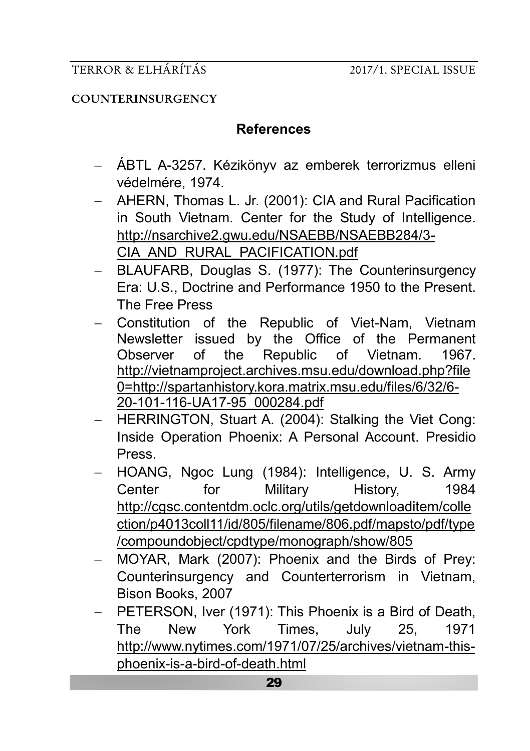## References

- ÁBTL A-3257. Kézikönyv az emberek terrorizmus elleni védelmére, 1974.
- AHERN, Thomas L. Jr. (2001): CIA and Rural Pacification in South Vietnam. Center for the Study of Intelligence. http://nsarchive2.gwu.edu/NSAEBB/NSAEBB284/3-CIA_AND_RURAL_PACIFICATION.pdf
- BLAUFARB, Douglas S. (1977): The Counterinsurgency Era: U.S., Doctrine and Performance 1950 to the Present. The Free Press
- Constitution of the Republic of Viet-Nam, Vietnam Newsletter issued by the Office of the Permanent Observer of the Republic of Vietnam. 1967. http://vietnamproject.archives.msu.edu/download.php?file0=http://spartanhistory.kora.matrix.msu.edu/files/6/32/6-20-101-116-UA17-95_000284.pdf
- HERRINGTON, Stuart A. (2004): Stalking the Viet Cong: Inside Operation Phoenix: A Personal Account. Presidio Press.
- HOANG, Ngoc Lung (1984): Intelligence, U. S. Army Center for Military History, 1984 http://cgsc.contentdm.oclc.org/utils/getdownloaditem/collection/p4013coll11/id/805/filename/806.pdf/mapsto/pdf/type/compoundobject/cpdtype/monograph/show/805
- MOYAR, Mark (2007): Phoenix and the Birds of Prey: Counterinsurgency and Counterterrorism in Vietnam, Bison Books, 2007
- PETERSON, Iver (1971): This Phoenix is a Bird of Death, The New York Times, July 25, 1971 http://www.nytimes.com/1971/07/25/archives/vietnam-this-phoenix-is-a-bird-of-death.html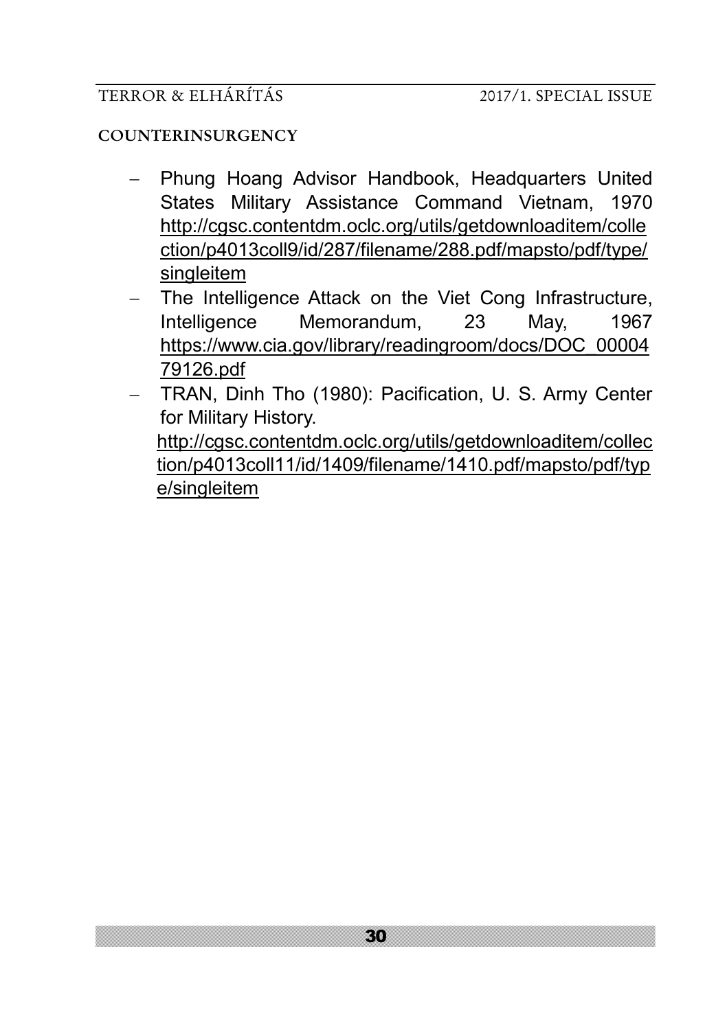- Phung Hoang Advisor Handbook, Headquarters United States Military Assistance Command Vietnam, 1970 http://cgsc.contentdm.oclc.org/utils/getdownloaditem/collection/p4013coll9/id/287/filename/288.pdf/mapsto/pdf/type/singleitem
- The Intelligence Attack on the Viet Cong Infrastructure, Intelligence Memorandum, 23 May, 1967 https://www.cia.gov/library/readingroom/docs/DOC_0000479126.pdf
- TRAN, Dinh Tho (1980): Pacification, U. S. Army Center for Military History. http://cgsc.contentdm.oclc.org/utils/getdownloaditem/collection/p4013coll11/id/1409/filename/1410.pdf/mapsto/pdf/type/singleitem